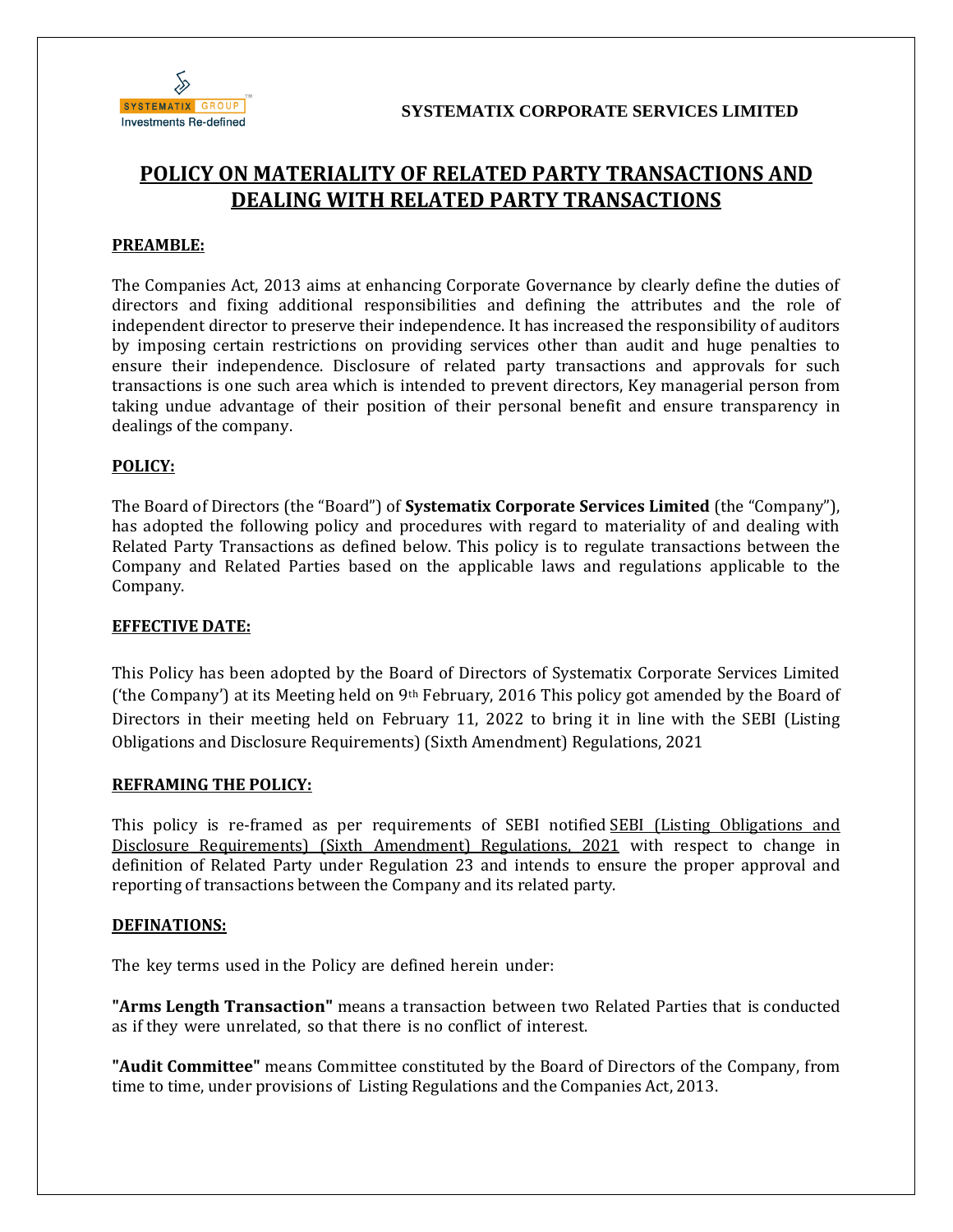SYSTEMATIX GROUP
Investments Re-defined

**SYSTEMATIX CORPORATE SERVICES LIMITED**

# POLICY ON MATERIALITY OF RELATED PARTY TRANSACTIONS AND DEALING WITH RELATED PARTY TRANSACTIONS

## PREAMBLE:

The Companies Act, 2013 aims at enhancing Corporate Governance by clearly define the duties of directors and fixing additional responsibilities and defining the attributes and the role of independent director to preserve their independence. It has increased the responsibility of auditors by imposing certain restrictions on providing services other than audit and huge penalties to ensure their independence. Disclosure of related party transactions and approvals for such transactions is one such area which is intended to prevent directors, Key managerial person from taking undue advantage of their position of their personal benefit and ensure transparency in dealings of the company.

## POLICY:

The Board of Directors (the "Board") of **Systematix Corporate Services Limited** (the "Company"), has adopted the following policy and procedures with regard to materiality of and dealing with Related Party Transactions as defined below. This policy is to regulate transactions between the Company and Related Parties based on the applicable laws and regulations applicable to the Company.

## EFFECTIVE DATE:

This Policy has been adopted by the Board of Directors of Systematix Corporate Services Limited ('the Company') at its Meeting held on 9th February, 2016 This policy got amended by the Board of Directors in their meeting held on February 11, 2022 to bring it in line with the SEBI (Listing Obligations and Disclosure Requirements) (Sixth Amendment) Regulations, 2021

## REFRAMING THE POLICY:

This policy is re-framed as per requirements of SEBI notified SEBI (Listing Obligations and Disclosure Requirements) (Sixth Amendment) Regulations, 2021 with respect to change in definition of Related Party under Regulation 23 and intends to ensure the proper approval and reporting of transactions between the Company and its related party.

## DEFINATIONS:

The key terms used in the Policy are defined herein under:

**"Arms Length Transaction"** means a transaction between two Related Parties that is conducted as if they were unrelated, so that there is no conflict of interest.

**"Audit Committee"** means Committee constituted by the Board of Directors of the Company, from time to time, under provisions of Listing Regulations and the Companies Act, 2013.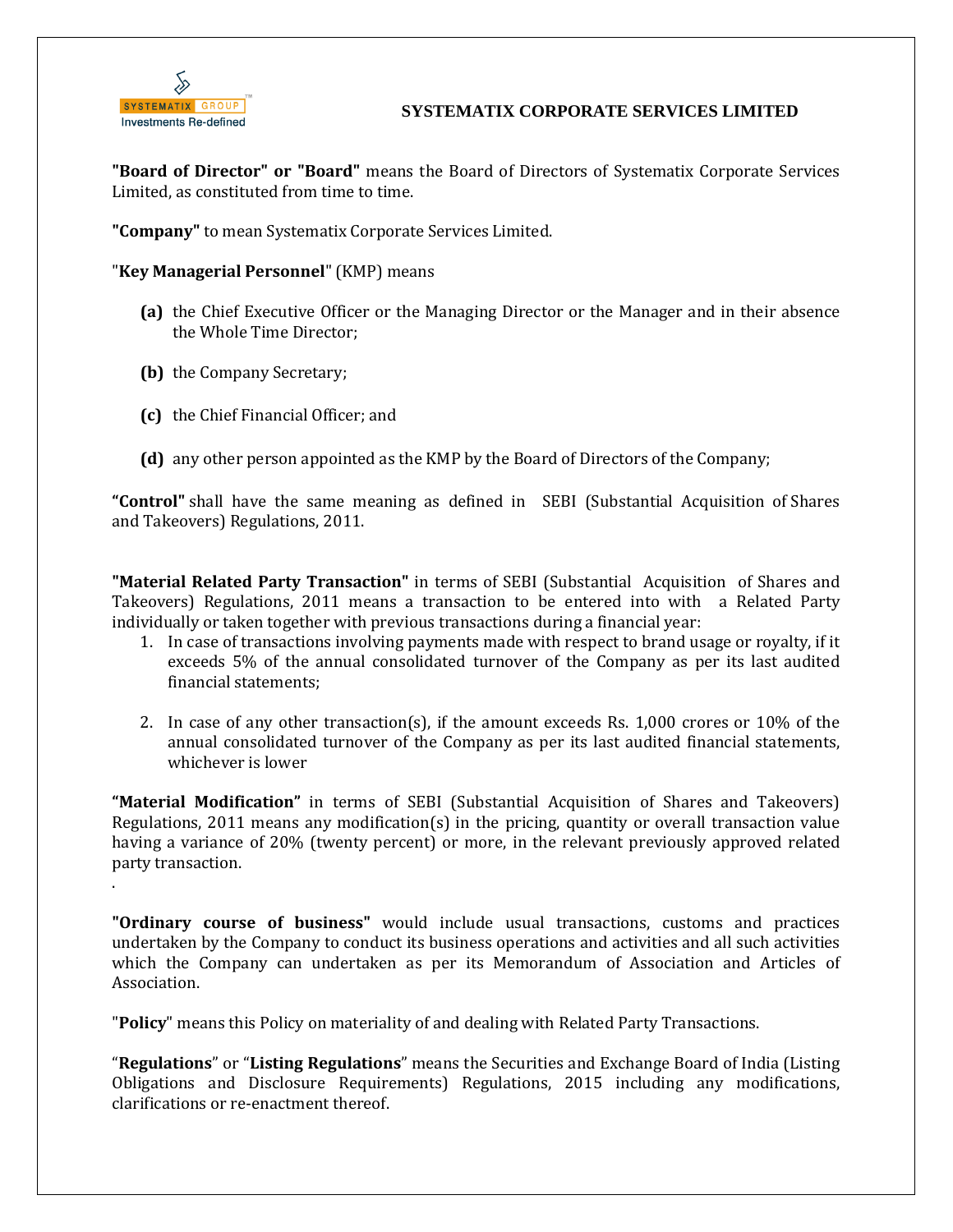**"Board of Director" or "Board"** means the Board of Directors of Systematix Corporate Services Limited, as constituted from time to time.

**"Company"** to mean Systematix Corporate Services Limited.

"**Key Managerial Personnel**" (KMP) means

- **(a)** the Chief Executive Officer or the Managing Director or the Manager and in their absence the Whole Time Director;
- **(b)** the Company Secretary;
- **(c)** the Chief Financial Officer; and
- **(d)** any other person appointed as the KMP by the Board of Directors of the Company;

**"Control"** shall have the same meaning as defined in SEBI (Substantial Acquisition of Shares and Takeovers) Regulations, 2011.

**"Material Related Party Transaction"** in terms of SEBI (Substantial Acquisition of Shares and Takeovers) Regulations, 2011 means a transaction to be entered into with a Related Party individually or taken together with previous transactions during a financial year:

1. In case of transactions involving payments made with respect to brand usage or royalty, if it exceeds 5% of the annual consolidated turnover of the Company as per its last audited financial statements;
2. In case of any other transaction(s), if the amount exceeds Rs. 1,000 crores or 10% of the annual consolidated turnover of the Company as per its last audited financial statements, whichever is lower

**"Material Modification"** in terms of SEBI (Substantial Acquisition of Shares and Takeovers) Regulations, 2011 means any modification(s) in the pricing, quantity or overall transaction value having a variance of 20% (twenty percent) or more, in the relevant previously approved related party transaction.

.

**"Ordinary course of business"** would include usual transactions, customs and practices undertaken by the Company to conduct its business operations and activities and all such activities which the Company can undertaken as per its Memorandum of Association and Articles of Association.

"**Policy**" means this Policy on materiality of and dealing with Related Party Transactions.

"**Regulations**" or "**Listing Regulations**" means the Securities and Exchange Board of India (Listing Obligations and Disclosure Requirements) Regulations, 2015 including any modifications, clarifications or re-enactment thereof.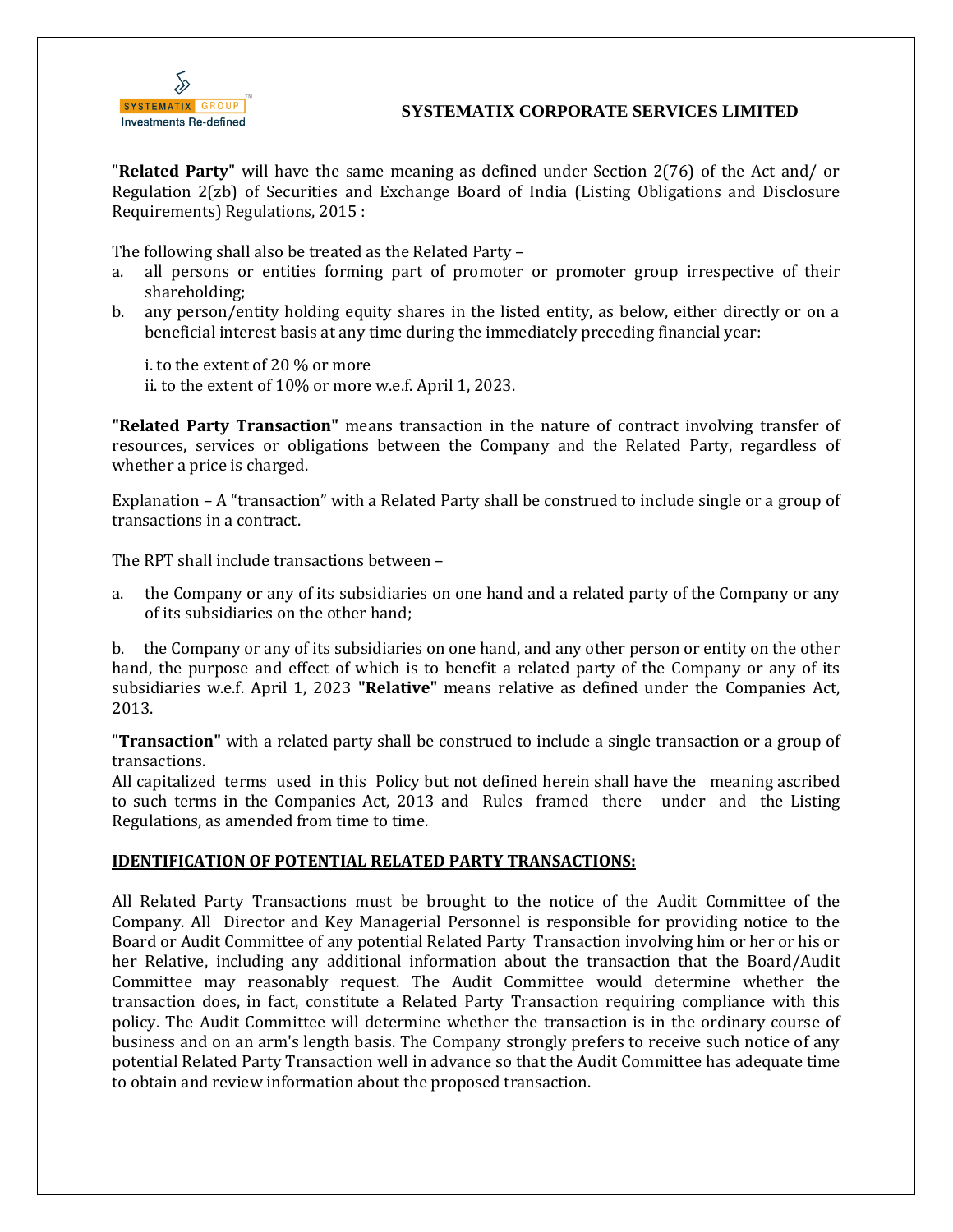"**Related Party**" will have the same meaning as defined under Section 2(76) of the Act and/ or Regulation 2(zb) of Securities and Exchange Board of India (Listing Obligations and Disclosure Requirements) Regulations, 2015 :

The following shall also be treated as the Related Party –

a. all persons or entities forming part of promoter or promoter group irrespective of their shareholding;
b. any person/entity holding equity shares in the listed entity, as below, either directly or on a beneficial interest basis at any time during the immediately preceding financial year:

   i. to the extent of 20 % or more
   ii. to the extent of 10% or more w.e.f. April 1, 2023.

**"Related Party Transaction"** means transaction in the nature of contract involving transfer of resources, services or obligations between the Company and the Related Party, regardless of whether a price is charged.

Explanation – A "transaction" with a Related Party shall be construed to include single or a group of transactions in a contract.

The RPT shall include transactions between –

a. the Company or any of its subsidiaries on one hand and a related party of the Company or any of its subsidiaries on the other hand;

b. the Company or any of its subsidiaries on one hand, and any other person or entity on the other hand, the purpose and effect of which is to benefit a related party of the Company or any of its subsidiaries w.e.f. April 1, 2023 **"Relative"** means relative as defined under the Companies Act, 2013.

"**Transaction"** with a related party shall be construed to include a single transaction or a group of transactions.
All capitalized terms used in this Policy but not defined herein shall have the meaning ascribed to such terms in the Companies Act, 2013 and Rules framed there under and the Listing Regulations, as amended from time to time.

## IDENTIFICATION OF POTENTIAL RELATED PARTY TRANSACTIONS:

All Related Party Transactions must be brought to the notice of the Audit Committee of the Company. All Director and Key Managerial Personnel is responsible for providing notice to the Board or Audit Committee of any potential Related Party Transaction involving him or her or his or her Relative, including any additional information about the transaction that the Board/Audit Committee may reasonably request. The Audit Committee would determine whether the transaction does, in fact, constitute a Related Party Transaction requiring compliance with this policy. The Audit Committee will determine whether the transaction is in the ordinary course of business and on an arm's length basis. The Company strongly prefers to receive such notice of any potential Related Party Transaction well in advance so that the Audit Committee has adequate time to obtain and review information about the proposed transaction.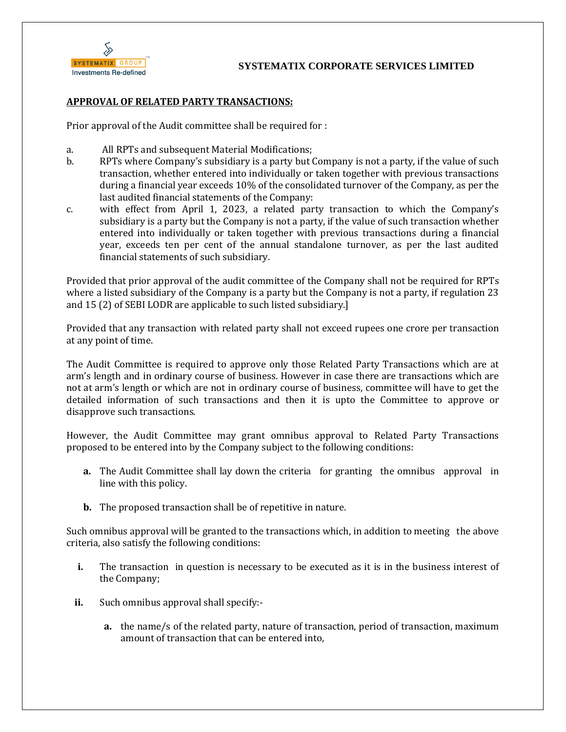**SYSTEMATIX CORPORATE SERVICES LIMITED**

**APPROVAL OF RELATED PARTY TRANSACTIONS:**

Prior approval of the Audit committee shall be required for :

a. All RPTs and subsequent Material Modifications;

b. RPTs where Company's subsidiary is a party but Company is not a party, if the value of such transaction, whether entered into individually or taken together with previous transactions during a financial year exceeds 10% of the consolidated turnover of the Company, as per the last audited financial statements of the Company:

c. with effect from April 1, 2023, a related party transaction to which the Company's subsidiary is a party but the Company is not a party, if the value of such transaction whether entered into individually or taken together with previous transactions during a financial year, exceeds ten per cent of the annual standalone turnover, as per the last audited financial statements of such subsidiary.

Provided that prior approval of the audit committee of the Company shall not be required for RPTs where a listed subsidiary of the Company is a party but the Company is not a party, if regulation 23 and 15 (2) of SEBI LODR are applicable to such listed subsidiary.]

Provided that any transaction with related party shall not exceed rupees one crore per transaction at any point of time.

The Audit Committee is required to approve only those Related Party Transactions which are at arm's length and in ordinary course of business. However in case there are transactions which are not at arm's length or which are not in ordinary course of business, committee will have to get the detailed information of such transactions and then it is upto the Committee to approve or disapprove such transactions.

However, the Audit Committee may grant omnibus approval to Related Party Transactions proposed to be entered into by the Company subject to the following conditions:

**a.** The Audit Committee shall lay down the criteria for granting the omnibus approval in line with this policy.

**b.** The proposed transaction shall be of repetitive in nature.

Such omnibus approval will be granted to the transactions which, in addition to meeting the above criteria, also satisfy the following conditions:

**i.** The transaction in question is necessary to be executed as it is in the business interest of the Company;

**ii.** Such omnibus approval shall specify:-

**a.** the name/s of the related party, nature of transaction, period of transaction, maximum amount of transaction that can be entered into,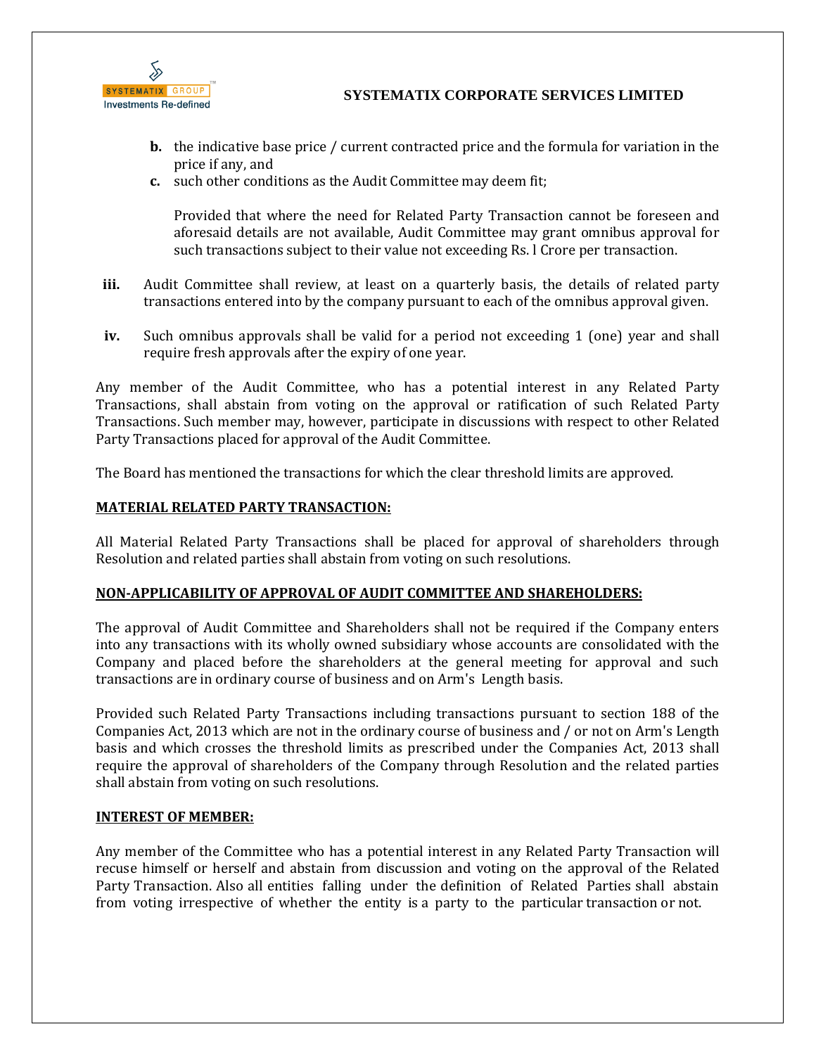**b.** the indicative base price / current contracted price and the formula for variation in the price if any, and

**c.** such other conditions as the Audit Committee may deem fit;

Provided that where the need for Related Party Transaction cannot be foreseen and aforesaid details are not available, Audit Committee may grant omnibus approval for such transactions subject to their value not exceeding Rs. l Crore per transaction.

**iii.** Audit Committee shall review, at least on a quarterly basis, the details of related party transactions entered into by the company pursuant to each of the omnibus approval given.

**iv.** Such omnibus approvals shall be valid for a period not exceeding 1 (one) year and shall require fresh approvals after the expiry of one year.

Any member of the Audit Committee, who has a potential interest in any Related Party Transactions, shall abstain from voting on the approval or ratification of such Related Party Transactions. Such member may, however, participate in discussions with respect to other Related Party Transactions placed for approval of the Audit Committee.

The Board has mentioned the transactions for which the clear threshold limits are approved.

**MATERIAL RELATED PARTY TRANSACTION:**

All Material Related Party Transactions shall be placed for approval of shareholders through Resolution and related parties shall abstain from voting on such resolutions.

**NON-APPLICABILITY OF APPROVAL OF AUDIT COMMITTEE AND SHAREHOLDERS:**

The approval of Audit Committee and Shareholders shall not be required if the Company enters into any transactions with its wholly owned subsidiary whose accounts are consolidated with the Company and placed before the shareholders at the general meeting for approval and such transactions are in ordinary course of business and on Arm's Length basis.

Provided such Related Party Transactions including transactions pursuant to section 188 of the Companies Act, 2013 which are not in the ordinary course of business and / or not on Arm's Length basis and which crosses the threshold limits as prescribed under the Companies Act, 2013 shall require the approval of shareholders of the Company through Resolution and the related parties shall abstain from voting on such resolutions.

**INTEREST OF MEMBER:**

Any member of the Committee who has a potential interest in any Related Party Transaction will recuse himself or herself and abstain from discussion and voting on the approval of the Related Party Transaction. Also all entities falling under the definition of Related Parties shall abstain from voting irrespective of whether the entity is a party to the particular transaction or not.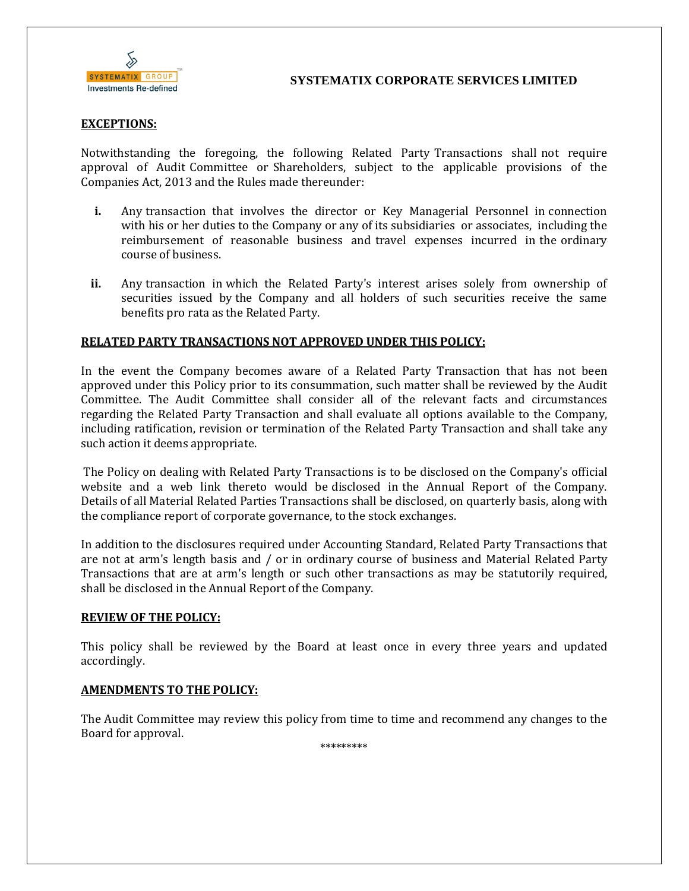**EXCEPTIONS:**

Notwithstanding the foregoing, the following Related Party Transactions shall not require approval of Audit Committee or Shareholders, subject to the applicable provisions of the Companies Act, 2013 and the Rules made thereunder:

- **i.** Any transaction that involves the director or Key Managerial Personnel in connection with his or her duties to the Company or any of its subsidiaries or associates, including the reimbursement of reasonable business and travel expenses incurred in the ordinary course of business.

- **ii.** Any transaction in which the Related Party's interest arises solely from ownership of securities issued by the Company and all holders of such securities receive the same benefits pro rata as the Related Party.

**RELATED PARTY TRANSACTIONS NOT APPROVED UNDER THIS POLICY:**

In the event the Company becomes aware of a Related Party Transaction that has not been approved under this Policy prior to its consummation, such matter shall be reviewed by the Audit Committee. The Audit Committee shall consider all of the relevant facts and circumstances regarding the Related Party Transaction and shall evaluate all options available to the Company, including ratification, revision or termination of the Related Party Transaction and shall take any such action it deems appropriate.

The Policy on dealing with Related Party Transactions is to be disclosed on the Company's official website and a web link thereto would be disclosed in the Annual Report of the Company. Details of all Material Related Parties Transactions shall be disclosed, on quarterly basis, along with the compliance report of corporate governance, to the stock exchanges.

In addition to the disclosures required under Accounting Standard, Related Party Transactions that are not at arm's length basis and / or in ordinary course of business and Material Related Party Transactions that are at arm's length or such other transactions as may be statutorily required, shall be disclosed in the Annual Report of the Company.

**REVIEW OF THE POLICY:**

This policy shall be reviewed by the Board at least once in every three years and updated accordingly.

**AMENDMENTS TO THE POLICY:**

The Audit Committee may review this policy from time to time and recommend any changes to the Board for approval.

*********